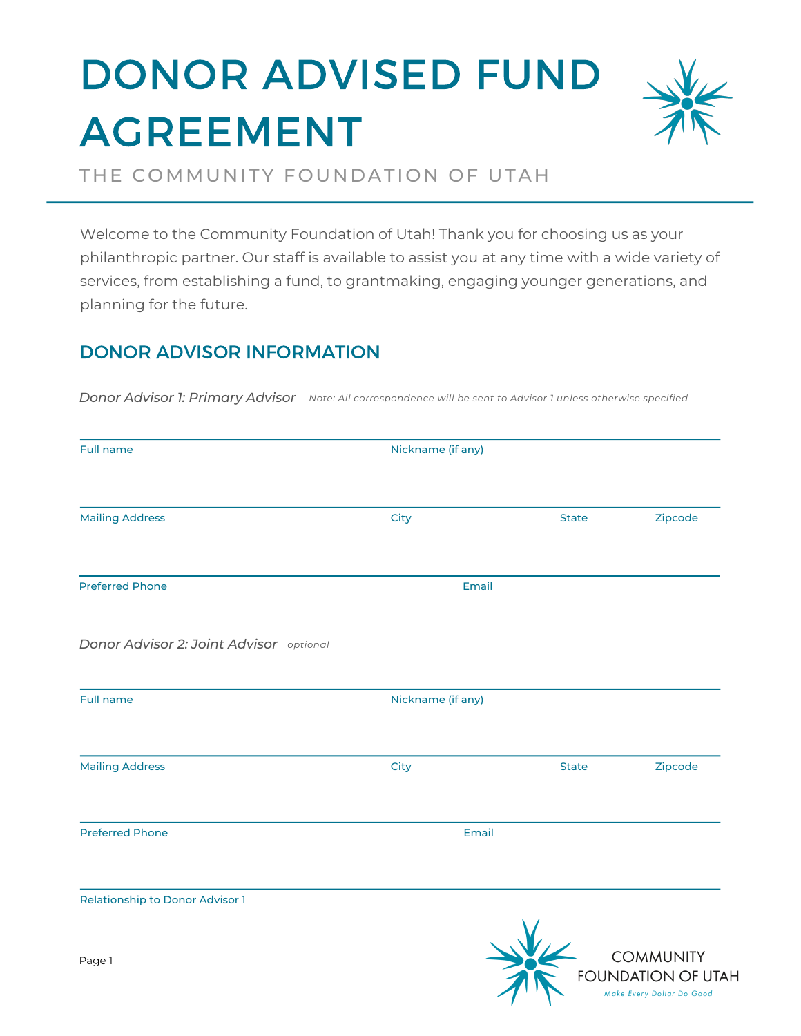# DONOR ADVISED FUND AGREEMENT

THE COMMUNITY FOUNDATION OF UTAH

Welcome to the Community Foundation of Utah! Thank you for choosing us as your philanthropic partner. Our staff is available to assist you at any time with a wide variety of services, from establishing a fund, to grantmaking, engaging younger generations, and planning for the future.

## DONOR ADVISOR INFORMATION

*Donor Advisor 1: Primary Advisor* *Note: All correspondence will be sent to Advisor 1 unless otherwise specified*

Full name

Nickname (if any)

Mailing Address

City

State

Zipcode

Preferred Phone

Email

*Donor Advisor 2: Joint Advisor* *optional*

Full name

Nickname (if any)

Mailing Address

City

State

Zipcode

Preferred Phone

Email

Relationship to Donor Advisor 1

COMMUNITY FOUNDATION OF UTAH

*Make Every Dollar Do Good*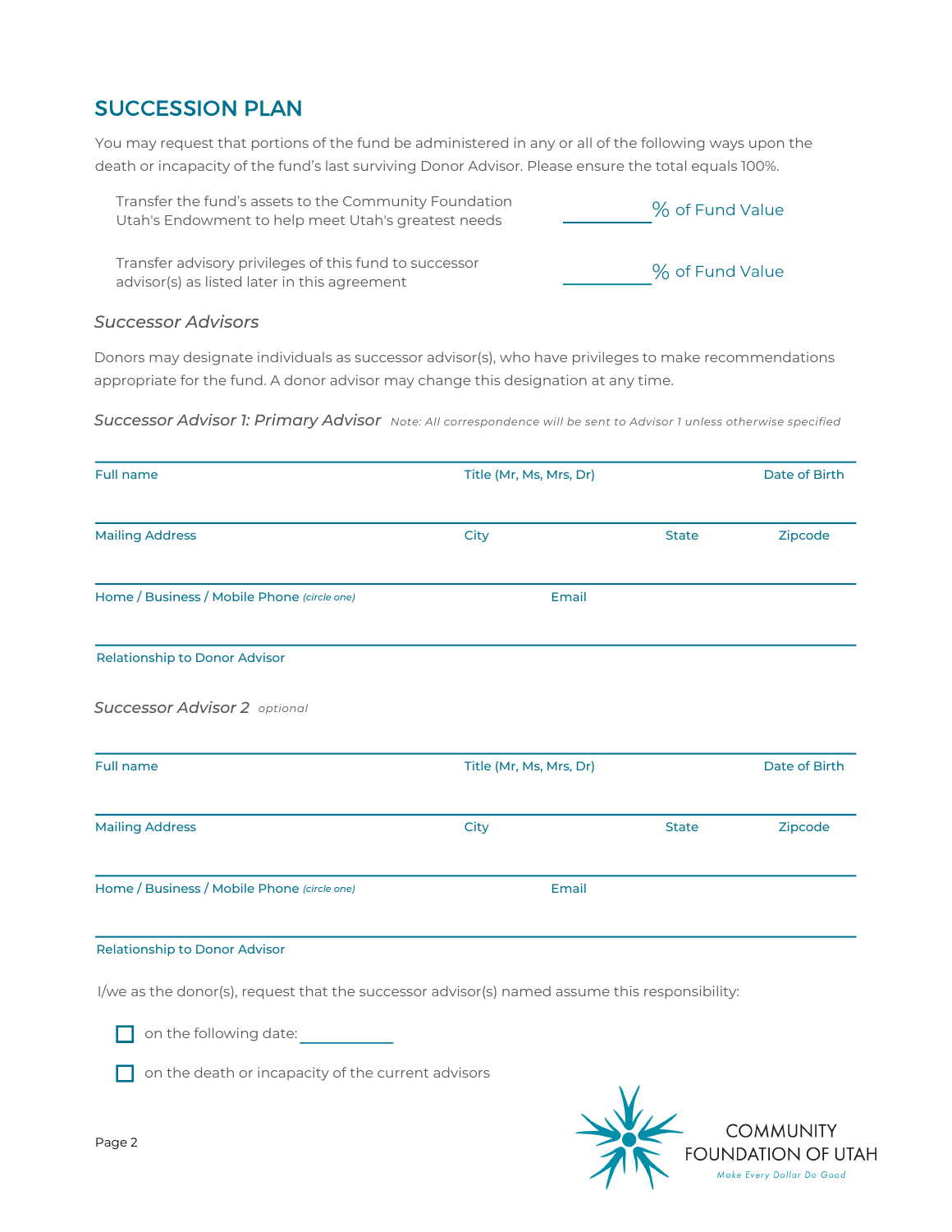## SUCCESSION PLAN

You may request that portions of the fund be administered in any or all of the following ways upon the death or incapacity of the fund's last surviving Donor Advisor. Please ensure the total equals 100%.

| | |
|---|---|
| Transfer the fund's assets to the Community Foundation Utah's Endowment to help meet Utah's greatest needs | ________% of Fund Value |
| Transfer advisory privileges of this fund to successor advisor(s) as listed later in this agreement | ________% of Fund Value |

### *Successor Advisors*

Donors may designate individuals as successor advisor(s), who have privileges to make recommendations appropriate for the fund. A donor advisor may change this designation at any time.

*Successor Advisor 1: Primary Advisor* *Note: All correspondence will be sent to Advisor 1 unless otherwise specified*

| | | | |
|---|---|---|---|
| Full name | Title (Mr, Ms, Mrs, Dr) | | Date of Birth |
| Mailing Address | City | State | Zipcode |
| Home / Business / Mobile Phone *(circle one)* | Email | | |
| Relationship to Donor Advisor | | | |

*Successor Advisor 2* *optional*

| | | | |
|---|---|---|---|
| Full name | Title (Mr, Ms, Mrs, Dr) | | Date of Birth |
| Mailing Address | City | State | Zipcode |
| Home / Business / Mobile Phone *(circle one)* | Email | | |
| Relationship to Donor Advisor | | | |

I/we as the donor(s), request that the successor advisor(s) named assume this responsibility:

- ☐ on the following date: ____________
- ☐ on the death or incapacity of the current advisors

COMMUNITY FOUNDATION OF UTAH
*Make Every Dollar Do Good*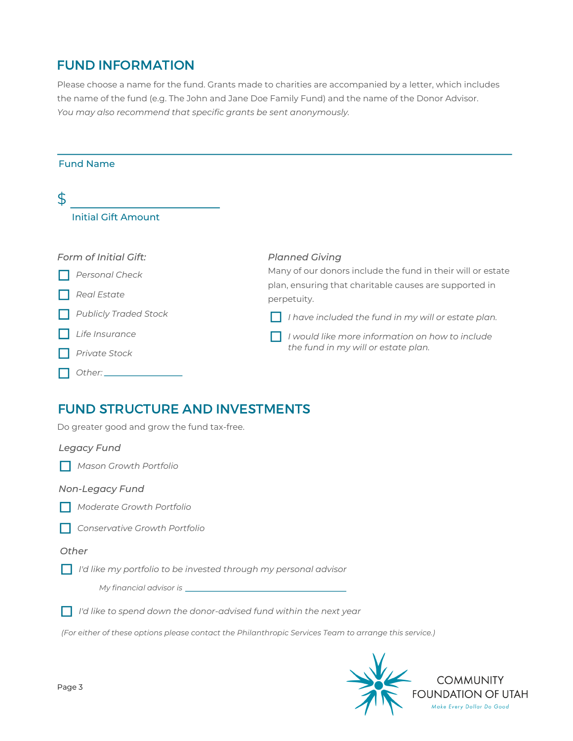## FUND INFORMATION

Please choose a name for the fund. Grants made to charities are accompanied by a letter, which includes the name of the fund (e.g. The John and Jane Doe Family Fund) and the name of the Donor Advisor. *You may also recommend that specific grants be sent anonymously.*

\_\_\_\_\_\_\_\_\_\_\_\_\_\_\_\_\_\_\_\_\_\_\_\_\_\_\_\_\_\_\_\_\_\_\_\_\_\_\_\_

Fund Name

$ \_\_\_\_\_\_\_\_\_\_\_\_\_\_\_\_\_\_\_\_

Initial Gift Amount

*Form of Initial Gift:*

- ☐ *Personal Check*
- ☐ *Real Estate*
- ☐ *Publicly Traded Stock*
- ☐ *Life Insurance*
- ☐ *Private Stock*
- ☐ *Other:* \_\_\_\_\_\_\_\_\_\_\_\_\_\_\_

*Planned Giving*

Many of our donors include the fund in their will or estate plan, ensuring that charitable causes are supported in perpetuity.

- ☐ *I have included the fund in my will or estate plan.*
- ☐ *I would like more information on how to include the fund in my will or estate plan.*

## FUND STRUCTURE AND INVESTMENTS

Do greater good and grow the fund tax-free.

*Legacy Fund*

- ☐ *Mason Growth Portfolio*

*Non-Legacy Fund*

- ☐ *Moderate Growth Portfolio*
- ☐ *Conservative Growth Portfolio*

*Other*

- ☐ *I'd like my portfolio to be invested through my personal advisor*

  *My financial advisor is* \_\_\_\_\_\_\_\_\_\_\_\_\_\_\_\_\_\_\_\_\_\_\_\_\_\_\_\_

- ☐ *I'd like to spend down the donor-advised fund within the next year*

*(For either of these options please contact the Philanthropic Services Team to arrange this service.)*

COMMUNITY FOUNDATION OF UTAH

*Make Every Dollar Do Good*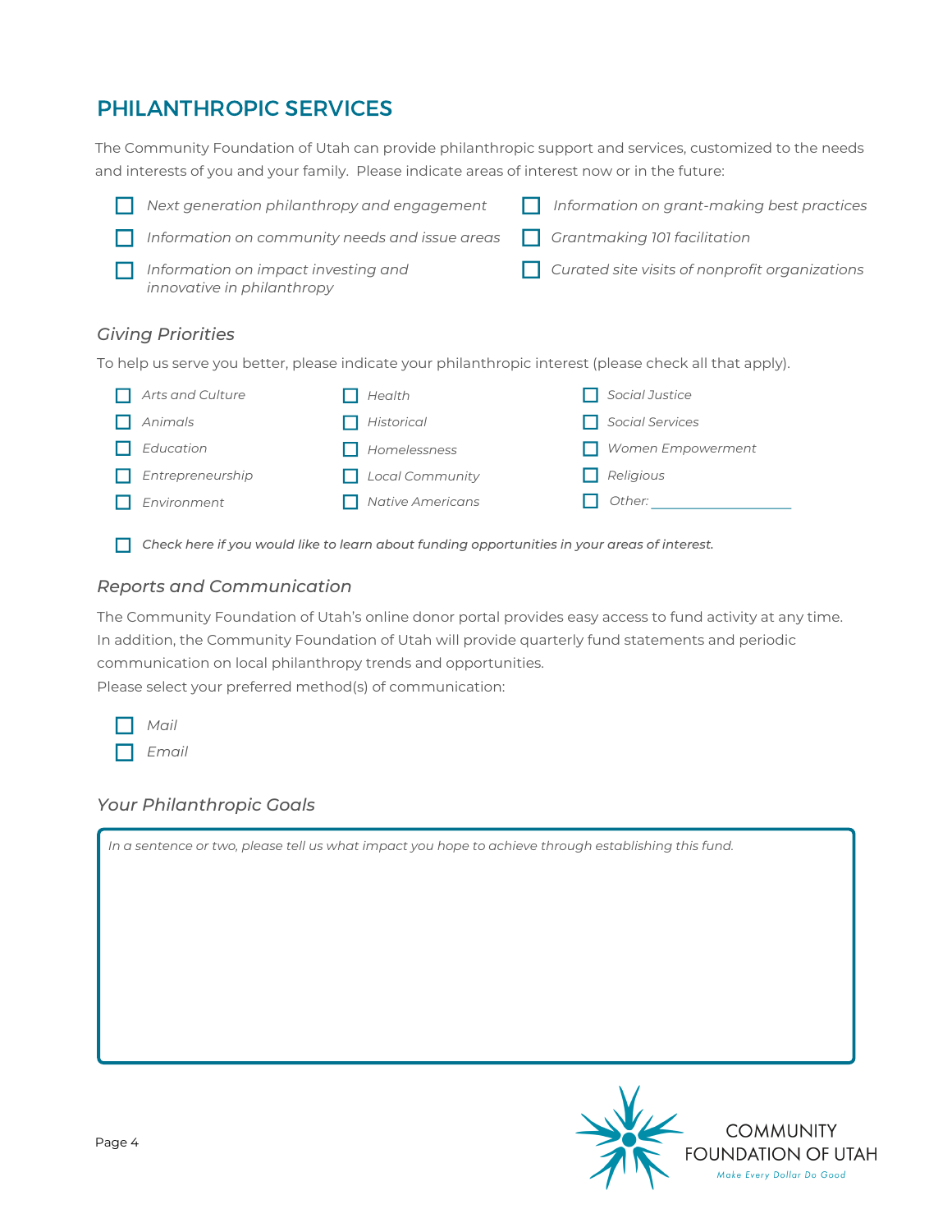## PHILANTHROPIC SERVICES

The Community Foundation of Utah can provide philanthropic support and services, customized to the needs and interests of you and your family. Please indicate areas of interest now or in the future:

- ☐ *Next generation philanthropy and engagement*
- ☐ *Information on community needs and issue areas*
- ☐ *Information on impact investing and innovative in philanthropy*
- ☐ *Information on grant-making best practices*
- ☐ *Grantmaking 101 facilitation*
- ☐ *Curated site visits of nonprofit organizations*

### *Giving Priorities*

To help us serve you better, please indicate your philanthropic interest (please check all that apply).

- ☐ *Arts and Culture*
- ☐ *Animals*
- ☐ *Education*
- ☐ *Entrepreneurship*
- ☐ *Environment*
- ☐ *Health*
- ☐ *Historical*
- ☐ *Homelessness*
- ☐ *Local Community*
- ☐ *Native Americans*
- ☐ *Social Justice*
- ☐ *Social Services*
- ☐ *Women Empowerment*
- ☐ *Religious*
- ☐ *Other:* ____________________

☐ ***Check here if you would like to learn about funding opportunities in your areas of interest.***

### *Reports and Communication*

The Community Foundation of Utah's online donor portal provides easy access to fund activity at any time. In addition, the Community Foundation of Utah will provide quarterly fund statements and periodic communication on local philanthropy trends and opportunities.

Please select your preferred method(s) of communication:

- ☐ *Mail*
- ☐ *Email*

### *Your Philanthropic Goals*

*In a sentence or two, please tell us what impact you hope to achieve through establishing this fund.*

COMMUNITY FOUNDATION OF UTAH

*Make Every Dollar Do Good*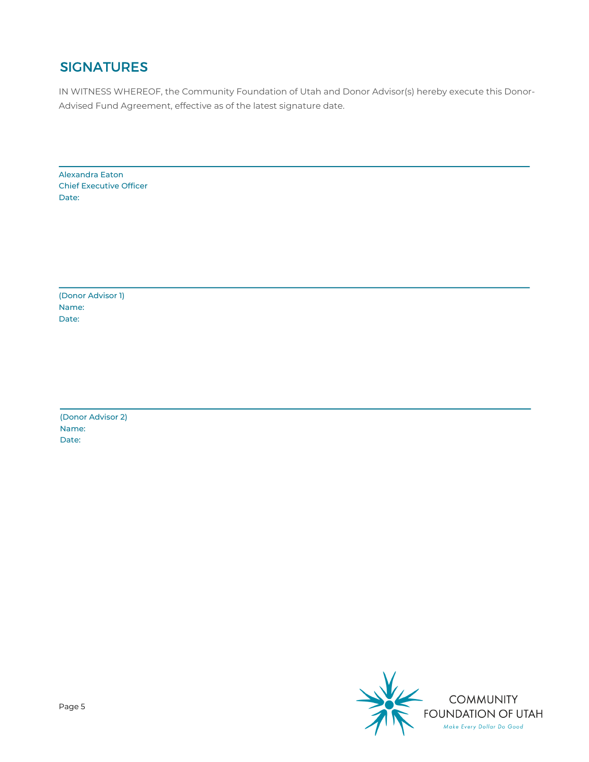## SIGNATURES

IN WITNESS WHEREOF, the Community Foundation of Utah and Donor Advisor(s) hereby execute this Donor-Advised Fund Agreement, effective as of the latest signature date.

---

Alexandra Eaton  
Chief Executive Officer  
Date:

---

(Donor Advisor 1)  
Name:  
Date:

---

(Donor Advisor 2)  
Name:  
Date: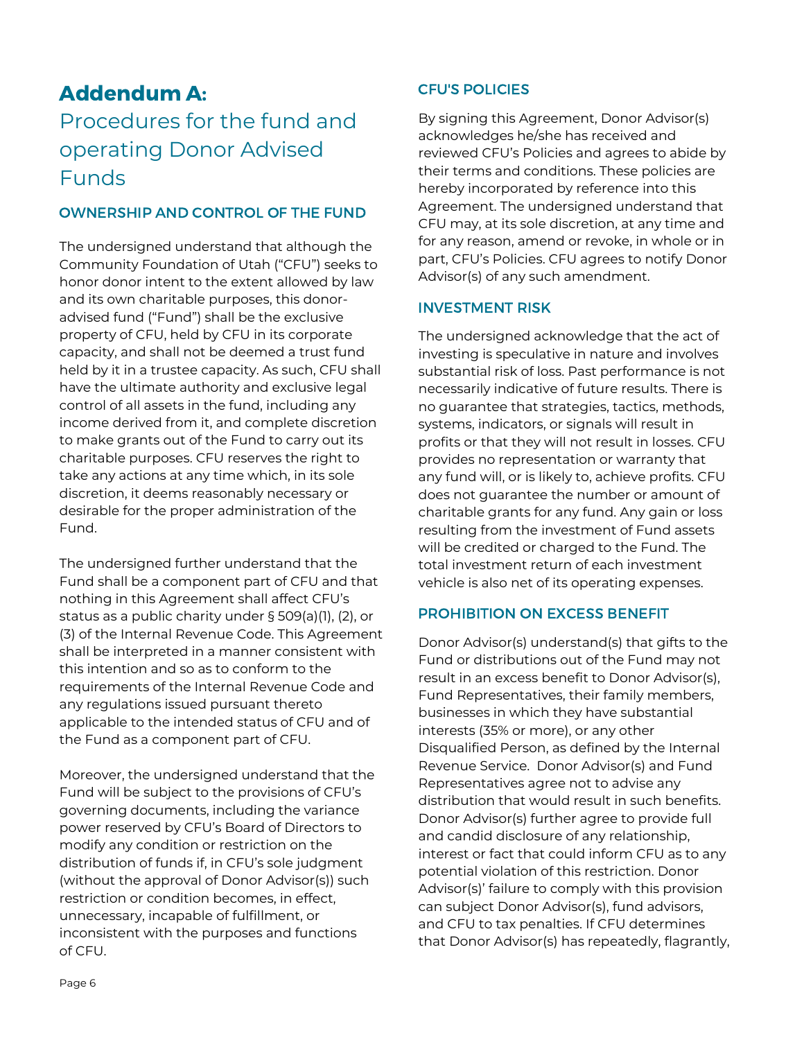# Addendum A:

Procedures for the fund and operating Donor Advised Funds

## OWNERSHIP AND CONTROL OF THE FUND

The undersigned understand that although the Community Foundation of Utah ("CFU") seeks to honor donor intent to the extent allowed by law and its own charitable purposes, this donor-advised fund ("Fund") shall be the exclusive property of CFU, held by CFU in its corporate capacity, and shall not be deemed a trust fund held by it in a trustee capacity. As such, CFU shall have the ultimate authority and exclusive legal control of all assets in the fund, including any income derived from it, and complete discretion to make grants out of the Fund to carry out its charitable purposes. CFU reserves the right to take any actions at any time which, in its sole discretion, it deems reasonably necessary or desirable for the proper administration of the Fund.

The undersigned further understand that the Fund shall be a component part of CFU and that nothing in this Agreement shall affect CFU's status as a public charity under § 509(a)(1), (2), or (3) of the Internal Revenue Code. This Agreement shall be interpreted in a manner consistent with this intention and so as to conform to the requirements of the Internal Revenue Code and any regulations issued pursuant thereto applicable to the intended status of CFU and of the Fund as a component part of CFU.

Moreover, the undersigned understand that the Fund will be subject to the provisions of CFU's governing documents, including the variance power reserved by CFU's Board of Directors to modify any condition or restriction on the distribution of funds if, in CFU's sole judgment (without the approval of Donor Advisor(s)) such restriction or condition becomes, in effect, unnecessary, incapable of fulfillment, or inconsistent with the purposes and functions of CFU.

## CFU'S POLICIES

By signing this Agreement, Donor Advisor(s) acknowledges he/she has received and reviewed CFU's Policies and agrees to abide by their terms and conditions. These policies are hereby incorporated by reference into this Agreement. The undersigned understand that CFU may, at its sole discretion, at any time and for any reason, amend or revoke, in whole or in part, CFU's Policies. CFU agrees to notify Donor Advisor(s) of any such amendment.

## INVESTMENT RISK

The undersigned acknowledge that the act of investing is speculative in nature and involves substantial risk of loss. Past performance is not necessarily indicative of future results. There is no guarantee that strategies, tactics, methods, systems, indicators, or signals will result in profits or that they will not result in losses. CFU provides no representation or warranty that any fund will, or is likely to, achieve profits. CFU does not guarantee the number or amount of charitable grants for any fund. Any gain or loss resulting from the investment of Fund assets will be credited or charged to the Fund. The total investment return of each investment vehicle is also net of its operating expenses.

## PROHIBITION ON EXCESS BENEFIT

Donor Advisor(s) understand(s) that gifts to the Fund or distributions out of the Fund may not result in an excess benefit to Donor Advisor(s), Fund Representatives, their family members, businesses in which they have substantial interests (35% or more), or any other Disqualified Person, as defined by the Internal Revenue Service. Donor Advisor(s) and Fund Representatives agree not to advise any distribution that would result in such benefits. Donor Advisor(s) further agree to provide full and candid disclosure of any relationship, interest or fact that could inform CFU as to any potential violation of this restriction. Donor Advisor(s)' failure to comply with this provision can subject Donor Advisor(s), fund advisors, and CFU to tax penalties. If CFU determines that Donor Advisor(s) has repeatedly, flagrantly,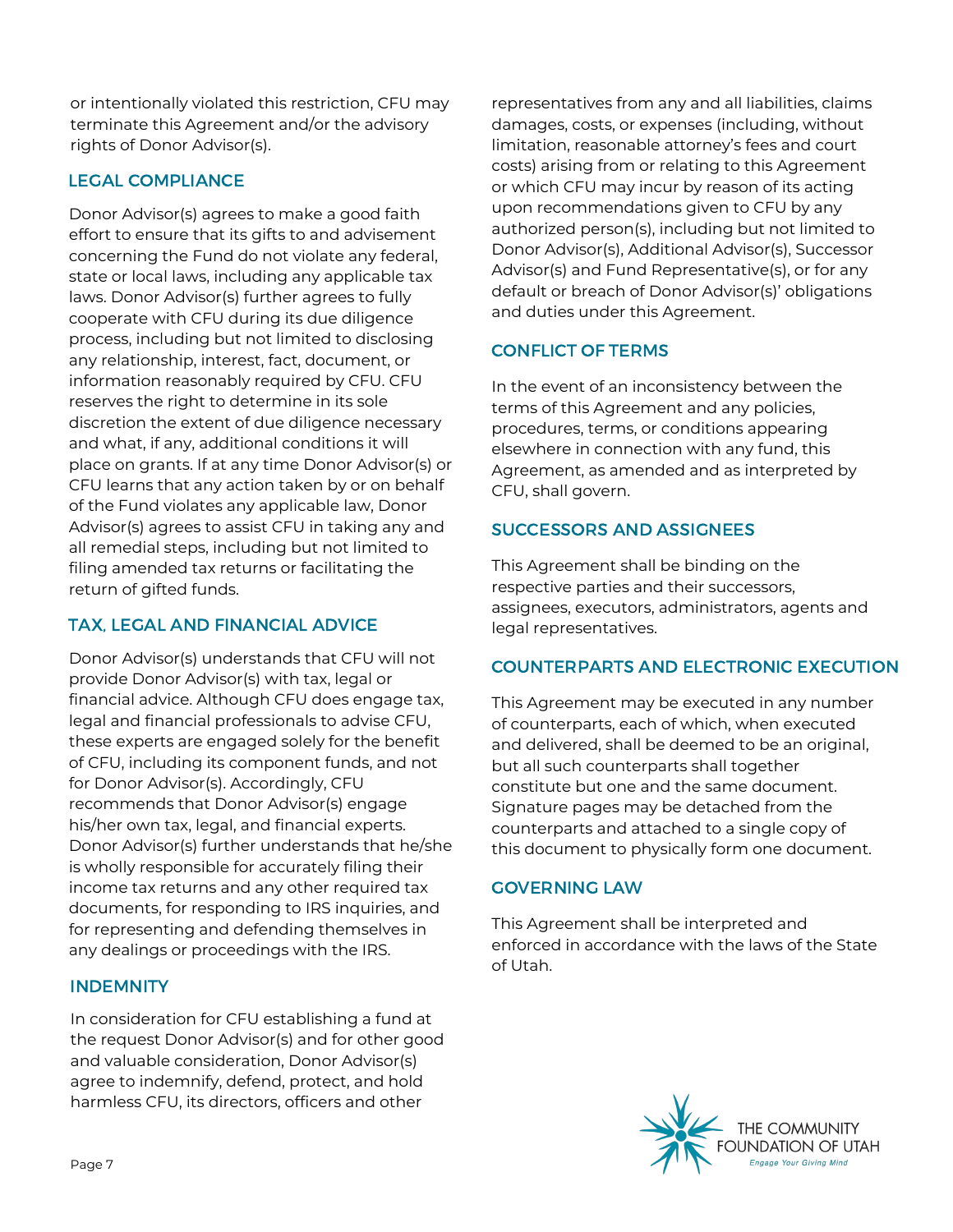or intentionally violated this restriction, CFU may terminate this Agreement and/or the advisory rights of Donor Advisor(s).

## LEGAL COMPLIANCE

Donor Advisor(s) agrees to make a good faith effort to ensure that its gifts to and advisement concerning the Fund do not violate any federal, state or local laws, including any applicable tax laws. Donor Advisor(s) further agrees to fully cooperate with CFU during its due diligence process, including but not limited to disclosing any relationship, interest, fact, document, or information reasonably required by CFU. CFU reserves the right to determine in its sole discretion the extent of due diligence necessary and what, if any, additional conditions it will place on grants. If at any time Donor Advisor(s) or CFU learns that any action taken by or on behalf of the Fund violates any applicable law, Donor Advisor(s) agrees to assist CFU in taking any and all remedial steps, including but not limited to filing amended tax returns or facilitating the return of gifted funds.

## TAX, LEGAL AND FINANCIAL ADVICE

Donor Advisor(s) understands that CFU will not provide Donor Advisor(s) with tax, legal or financial advice. Although CFU does engage tax, legal and financial professionals to advise CFU, these experts are engaged solely for the benefit of CFU, including its component funds, and not for Donor Advisor(s). Accordingly, CFU recommends that Donor Advisor(s) engage his/her own tax, legal, and financial experts. Donor Advisor(s) further understands that he/she is wholly responsible for accurately filing their income tax returns and any other required tax documents, for responding to IRS inquiries, and for representing and defending themselves in any dealings or proceedings with the IRS.

## INDEMNITY

In consideration for CFU establishing a fund at the request Donor Advisor(s) and for other good and valuable consideration, Donor Advisor(s) agree to indemnify, defend, protect, and hold harmless CFU, its directors, officers and other representatives from any and all liabilities, claims damages, costs, or expenses (including, without limitation, reasonable attorney's fees and court costs) arising from or relating to this Agreement or which CFU may incur by reason of its acting upon recommendations given to CFU by any authorized person(s), including but not limited to Donor Advisor(s), Additional Advisor(s), Successor Advisor(s) and Fund Representative(s), or for any default or breach of Donor Advisor(s)' obligations and duties under this Agreement.

## CONFLICT OF TERMS

In the event of an inconsistency between the terms of this Agreement and any policies, procedures, terms, or conditions appearing elsewhere in connection with any fund, this Agreement, as amended and as interpreted by CFU, shall govern.

## SUCCESSORS AND ASSIGNEES

This Agreement shall be binding on the respective parties and their successors, assignees, executors, administrators, agents and legal representatives.

## COUNTERPARTS AND ELECTRONIC EXECUTION

This Agreement may be executed in any number of counterparts, each of which, when executed and delivered, shall be deemed to be an original, but all such counterparts shall together constitute but one and the same document. Signature pages may be detached from the counterparts and attached to a single copy of this document to physically form one document.

## GOVERNING LAW

This Agreement shall be interpreted and enforced in accordance with the laws of the State of Utah.

THE COMMUNITY FOUNDATION OF UTAH
*Engage Your Giving Mind*